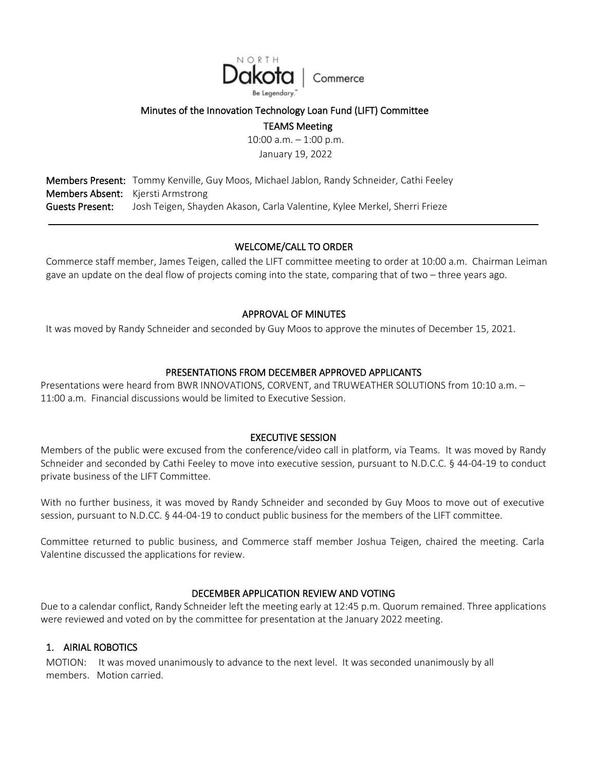NORTH Dakota | Commerce

Be Legendary.™

# Minutes of the Innovation Technology Loan Fund (LIFT) Committee

## TEAMS Meeting

10:00 a.m. – 1:00 p.m.

January 19, 2022

**Members Present:** Tommy Kenville, Guy Moos, Michael Jablon, Randy Schneider, Cathi Feeley
**Members Absent:** Kjersti Armstrong
**Guests Present:** Josh Teigen, Shayden Akason, Carla Valentine, Kylee Merkel, Sherri Frieze

---

### WELCOME/CALL TO ORDER

Commerce staff member, James Teigen, called the LIFT committee meeting to order at 10:00 a.m. Chairman Leiman gave an update on the deal flow of projects coming into the state, comparing that of two – three years ago.

### APPROVAL OF MINUTES

It was moved by Randy Schneider and seconded by Guy Moos to approve the minutes of December 15, 2021.

### PRESENTATIONS FROM DECEMBER APPROVED APPLICANTS

Presentations were heard from BWR INNOVATIONS, CORVENT, and TRUWEATHER SOLUTIONS from 10:10 a.m. – 11:00 a.m. Financial discussions would be limited to Executive Session.

### EXECUTIVE SESSION

Members of the public were excused from the conference/video call in platform, via Teams. It was moved by Randy Schneider and seconded by Cathi Feeley to move into executive session, pursuant to N.D.C.C. § 44-04-19 to conduct private business of the LIFT Committee.

With no further business, it was moved by Randy Schneider and seconded by Guy Moos to move out of executive session, pursuant to N.D.CC. § 44-04-19 to conduct public business for the members of the LIFT committee.

Committee returned to public business, and Commerce staff member Joshua Teigen, chaired the meeting. Carla Valentine discussed the applications for review.

### DECEMBER APPLICATION REVIEW AND VOTING

Due to a calendar conflict, Randy Schneider left the meeting early at 12:45 p.m. Quorum remained. Three applications were reviewed and voted on by the committee for presentation at the January 2022 meeting.

#### 1. AIRIAL ROBOTICS

MOTION: It was moved unanimously to advance to the next level. It was seconded unanimously by all members. Motion carried.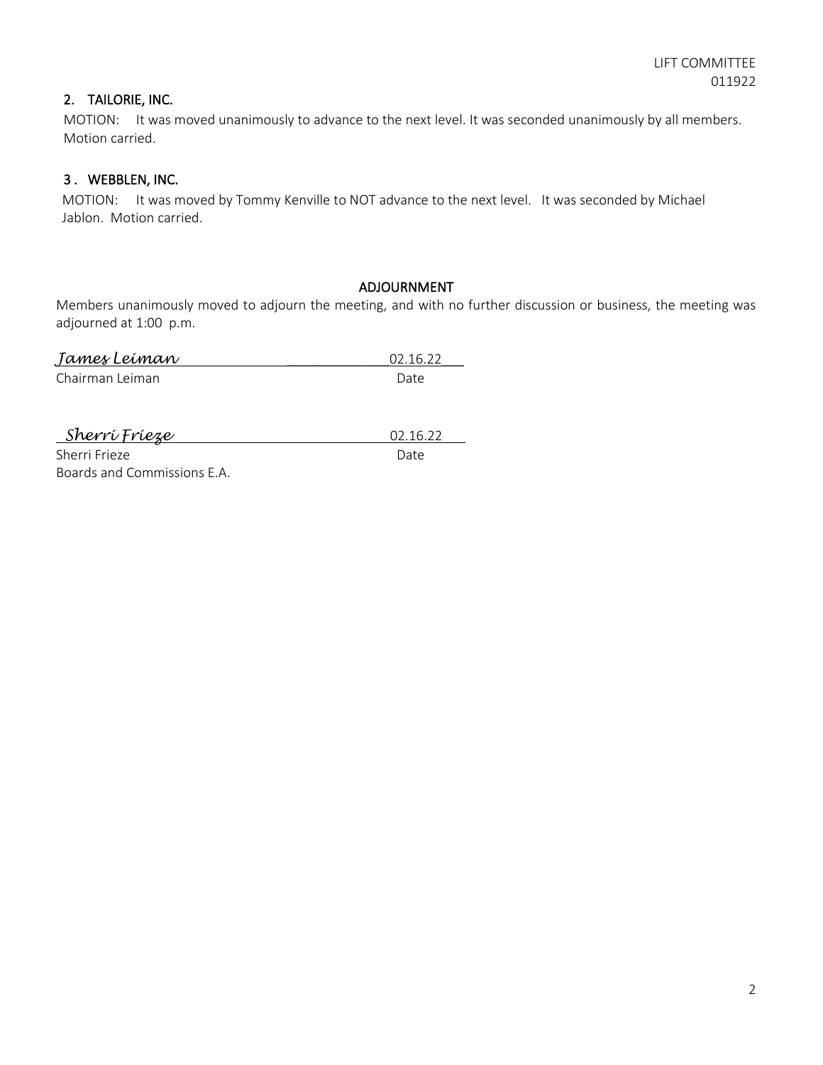## 2. TAILORIE, INC.

MOTION: It was moved unanimously to advance to the next level. It was seconded unanimously by all members. Motion carried.

## 3 . WEBBLEN, INC.

MOTION: It was moved by Tommy Kenville to NOT advance to the next level. It was seconded by Michael Jablon. Motion carried.

## ADJOURNMENT

Members unanimously moved to adjourn the meeting, and with no further discussion or business, the meeting was adjourned at 1:00 p.m.

*James Leiman* 02.16.22
Chairman Leiman Date

*Sherri Frieze* 02.16.22
Sherri Frieze Date
Boards and Commissions E.A.